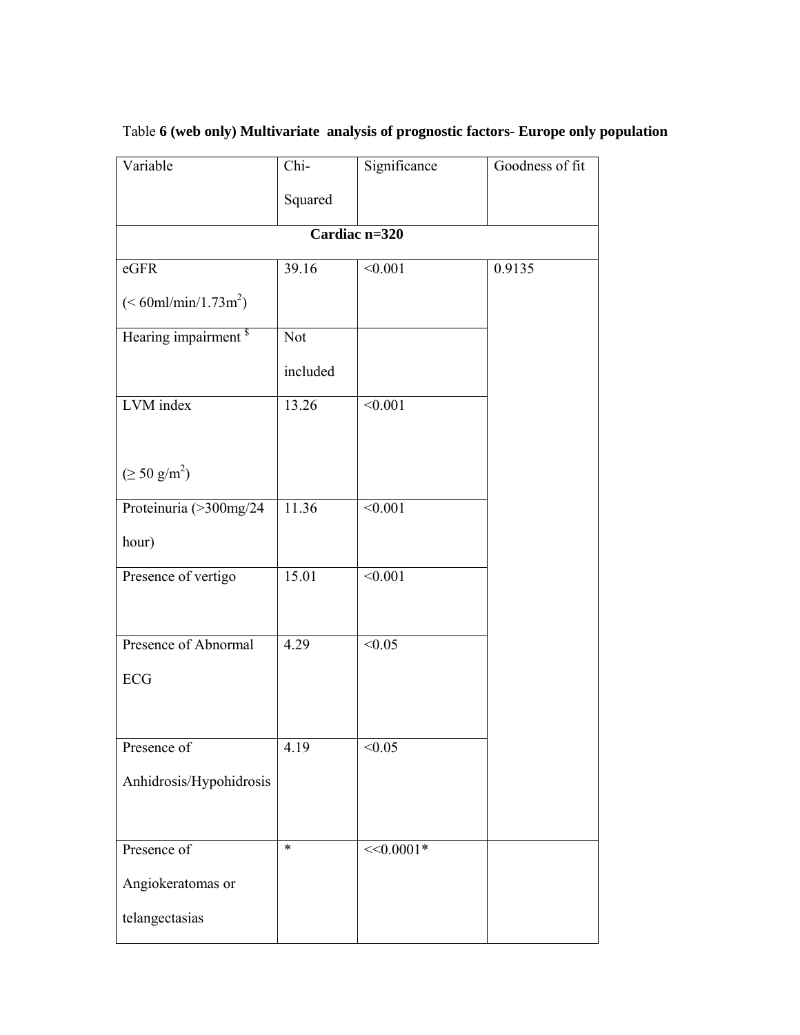Table **6 (web only) Multivariate analysis of prognostic factors- Europe only population**

| Variable | Chi-Squared | Significance | Goodness of fit |
|---|---|---|---|
| **Cardiac n=320** | | | |
| eGFR (< 60ml/min/1.73m$^2$) | 39.16 | <0.001 | 0.9135 |
| Hearing impairment $^{\$}$ | Not included | | |
| LVM index (≥ 50 g/m$^2$) | 13.26 | <0.001 | |
| Proteinuria (>300mg/24 hour) | 11.36 | <0.001 | |
| Presence of vertigo | 15.01 | <0.001 | |
| Presence of Abnormal ECG | 4.29 | <0.05 | |
| Presence of Anhidrosis/Hypohidrosis | 4.19 | <0.05 | |
| Presence of Angiokeratomas or telangectasias | * | <<0.0001* | |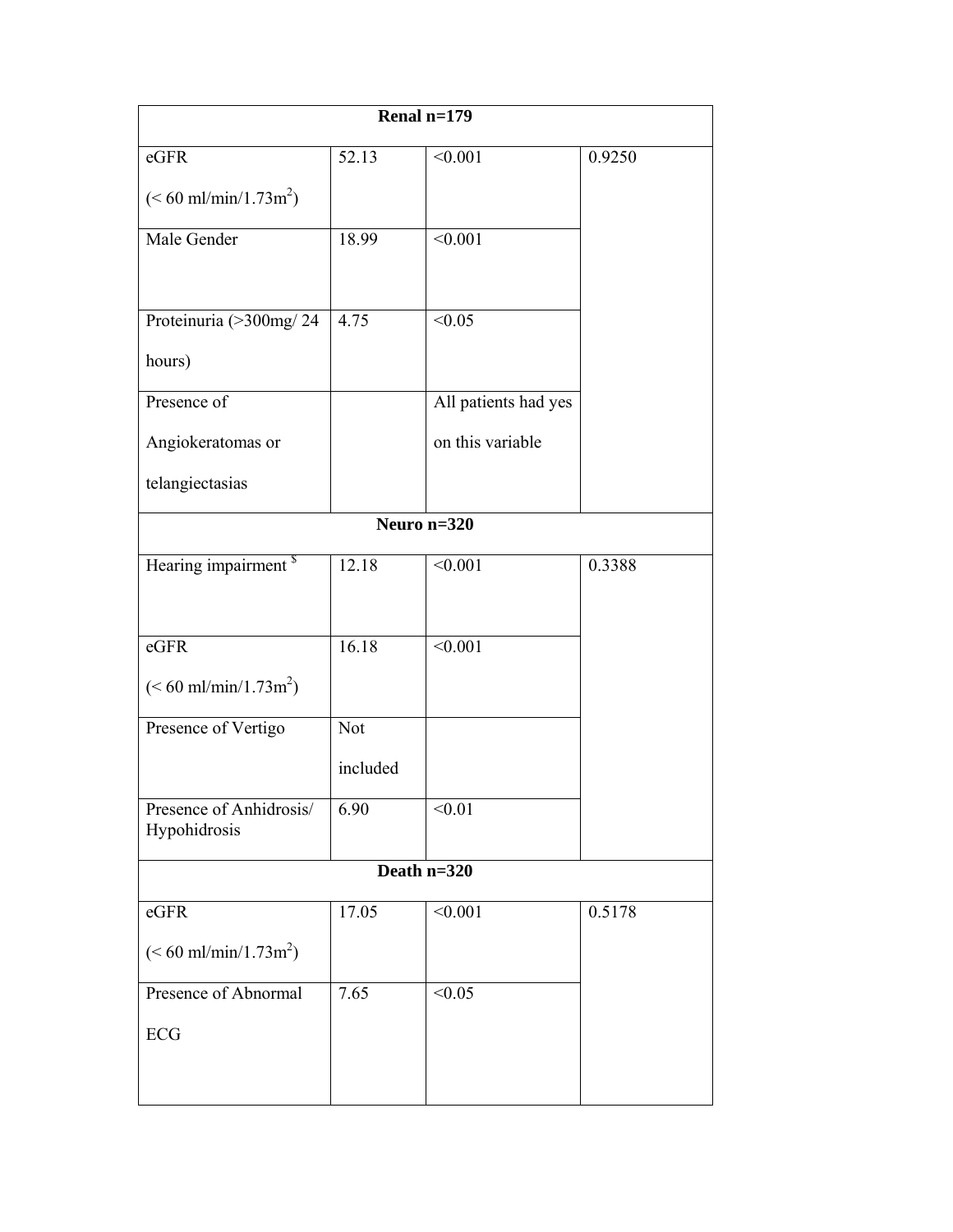| Renal n=179 | | | |
|---|---|---|---|
| eGFR (< 60 ml/min/1.73m$^2$) | 52.13 | <0.001 | 0.9250 |
| Male Gender | 18.99 | <0.001 | |
| Proteinuria (>300mg/ 24 hours) | 4.75 | <0.05 | |
| Presence of Angiokeratomas or telangiectasias | | All patients had yes on this variable | |
| **Neuro n=320** | | | |
| Hearing impairment [$] | 12.18 | <0.001 | 0.3388 |
| eGFR (< 60 ml/min/1.73m$^2$) | 16.18 | <0.001 | |
| Presence of Vertigo | Not included | | |
| Presence of Anhidrosis/ Hypohidrosis | 6.90 | <0.01 | |
| **Death n=320** | | | |
| eGFR (< 60 ml/min/1.73m$^2$) | 17.05 | <0.001 | 0.5178 |
| Presence of Abnormal ECG | 7.65 | <0.05 | |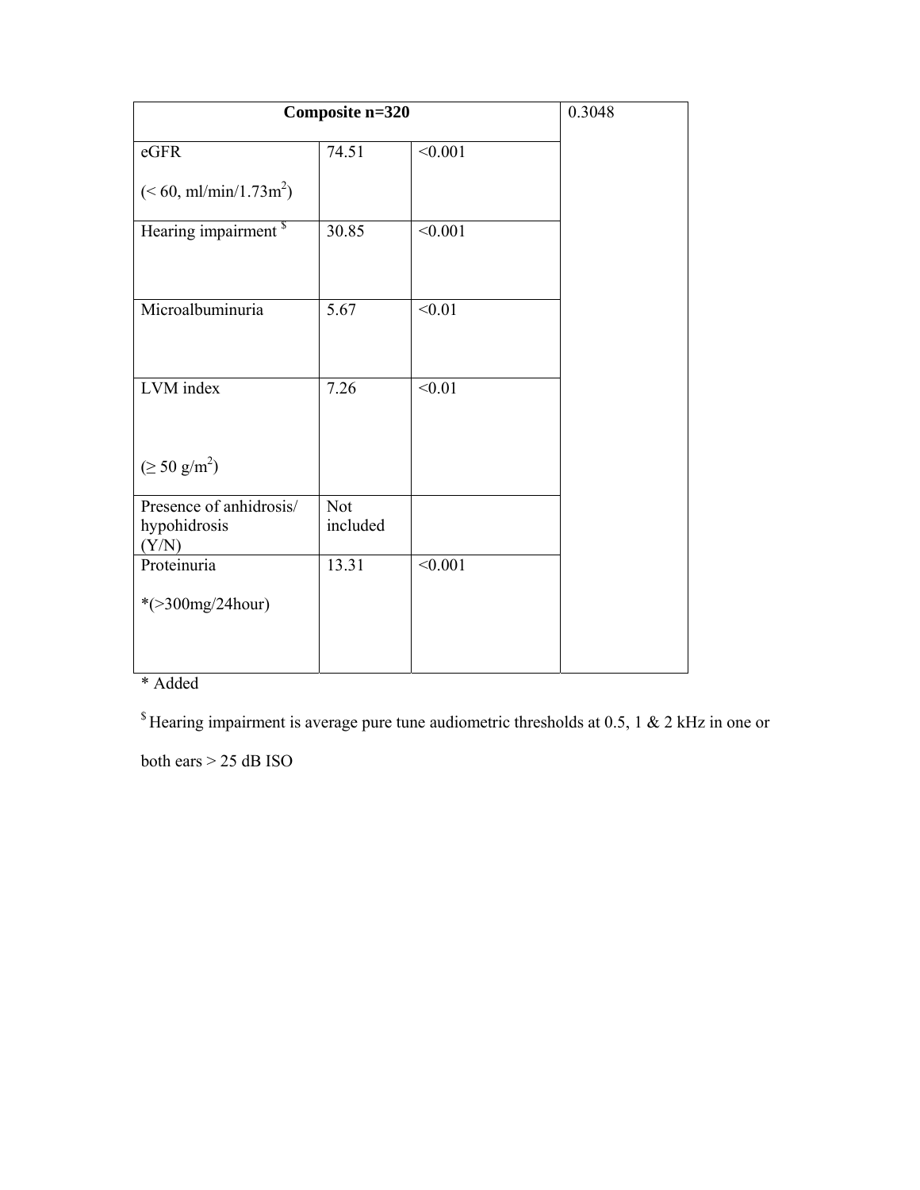| Composite n=320 | | | 0.3048 |
|---|---|---|---|
| eGFR (< 60, ml/min/1.73m$^2$) | 74.51 | <0.001 | |
| Hearing impairment [$] | 30.85 | <0.001 | |
| Microalbuminuria | 5.67 | <0.01 | |
| LVM index (≥ 50 g/m$^2$) | 7.26 | <0.01 | |
| Presence of anhidrosis/ hypohidrosis (Y/N) | Not included | | |
| Proteinuria *(>300mg/24hour) | 13.31 | <0.001 | |

* Added

[$] Hearing impairment is average pure tune audiometric thresholds at 0.5, 1 & 2 kHz in one or both ears > 25 dB ISO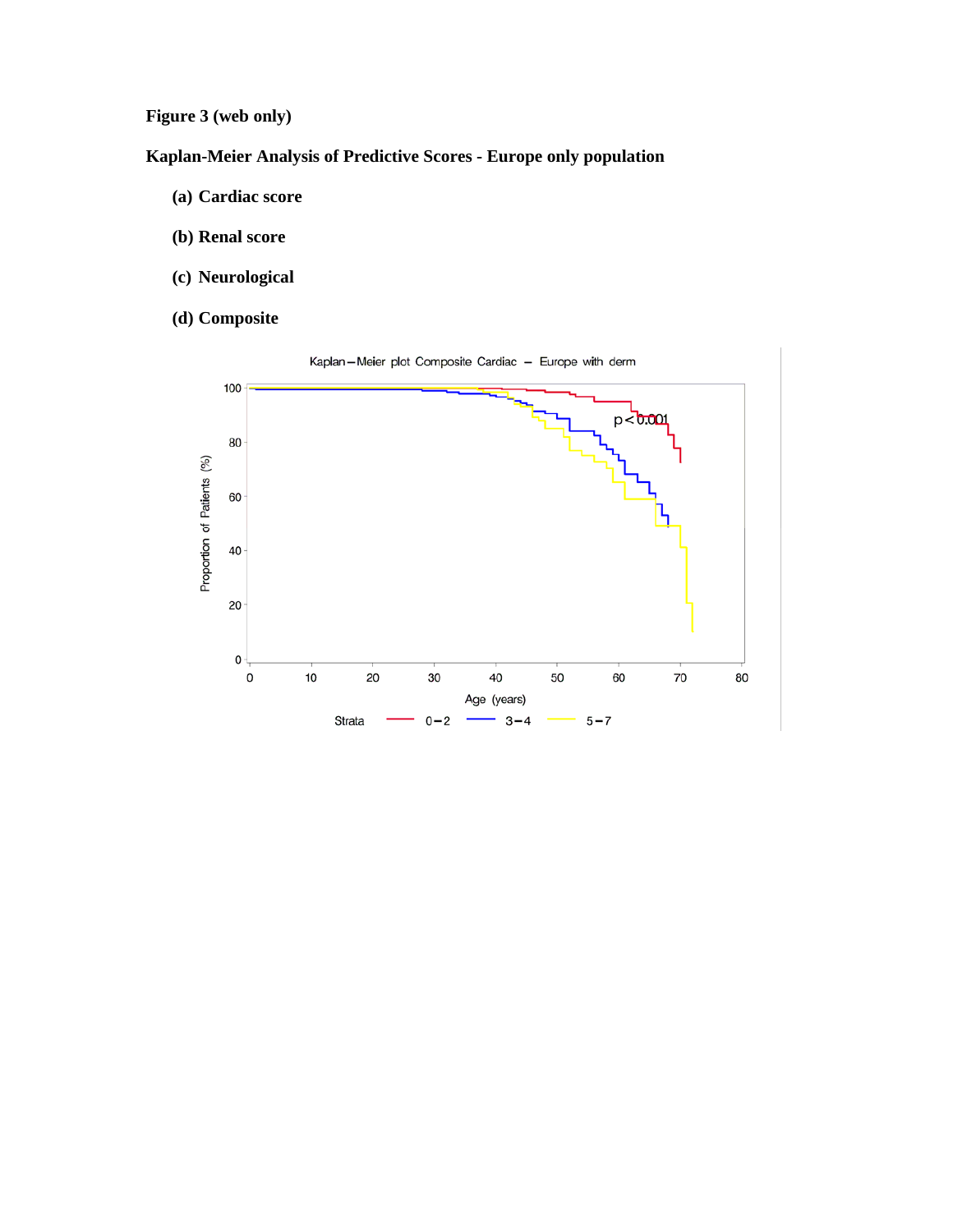**Figure 3 (web only)**

**Kaplan-Meier Analysis of Predictive Scores - Europe only population**

**(a) Cardiac score**

**(b) Renal score**

**(c) Neurological**

**(d) Composite**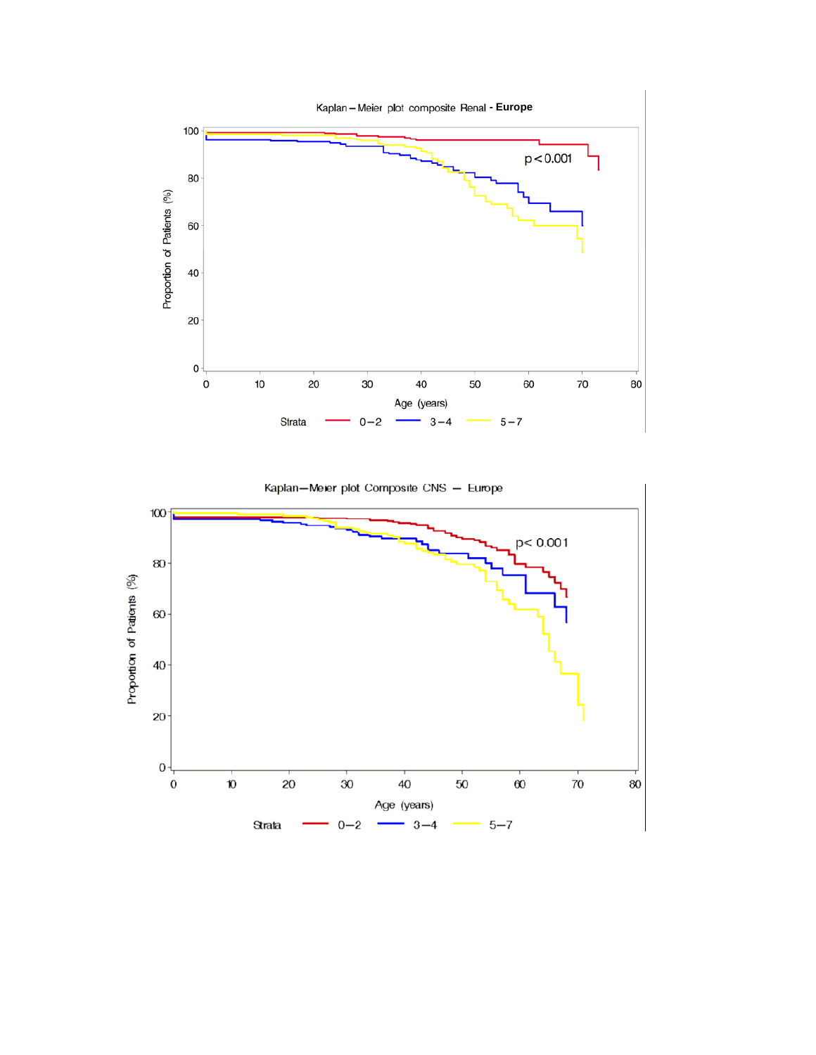Kaplan – Meier plot composite Renal - **Europe**

p < 0.001

Proportion of Patients (%)

Age (years)

Strata 0 – 2 3 – 4 5 – 7

Kaplan – Meier plot Composite CNS – Europe

p < 0.001

Proportion of Patients (%)

Age (years)

Strata 0 – 2 3 – 4 5 – 7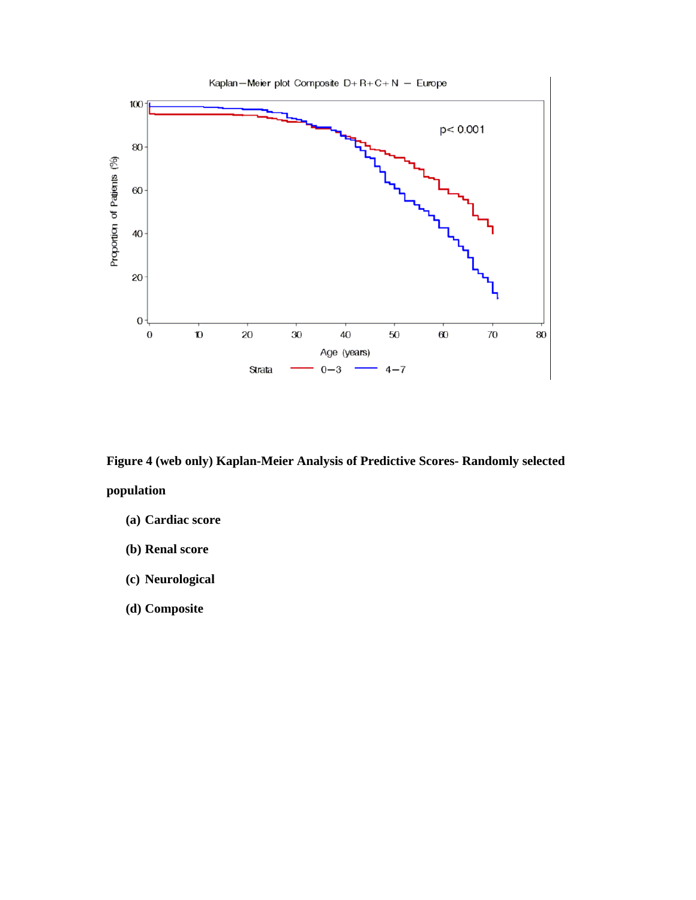Kaplan–Meier plot Composite D+R+C+N – Europe

**Figure 4 (web only) Kaplan-Meier Analysis of Predictive Scores- Randomly selected population**

(a) **Cardiac score**

(b) **Renal score**

(c) **Neurological**

(d) **Composite**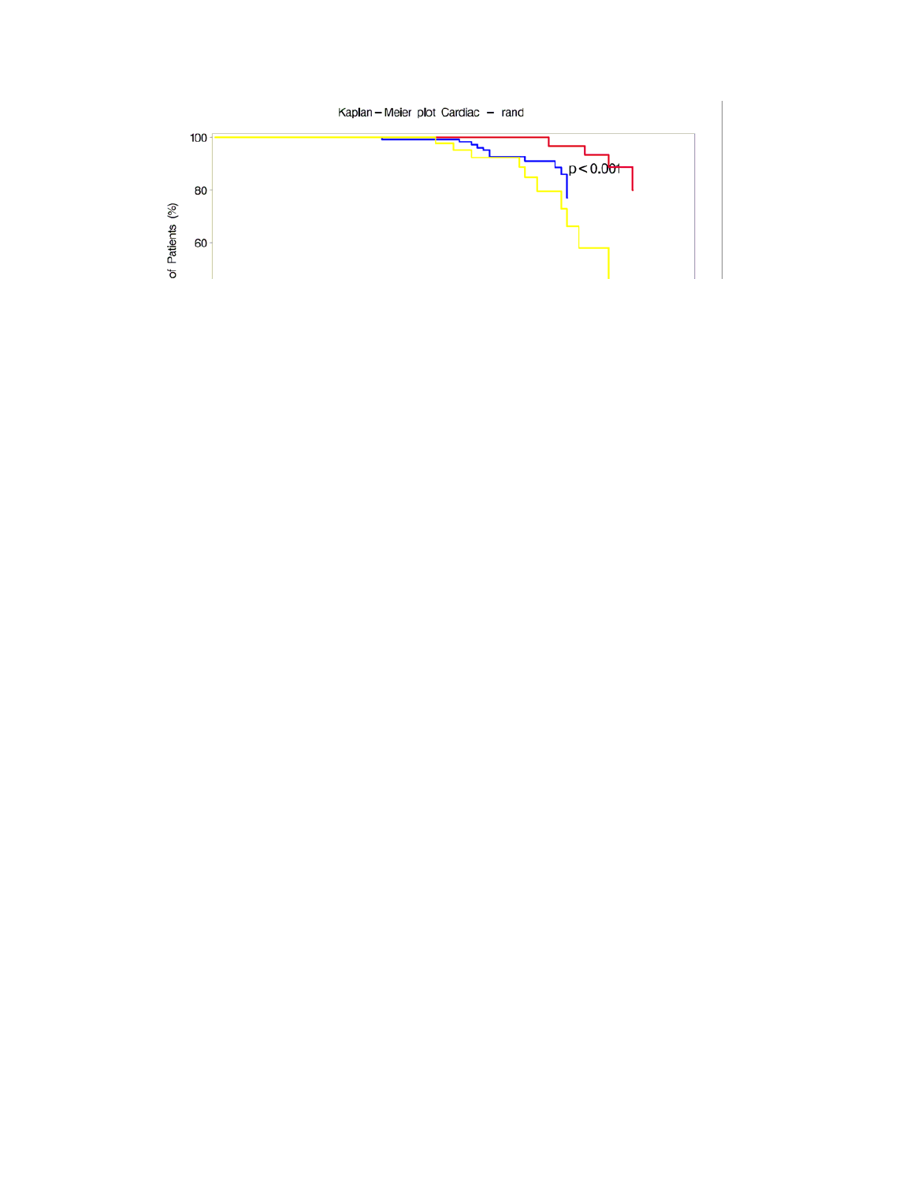Kaplan – Meier plot Cardiac – rand

100

80

60

of Patients (%)

$p < 0.001$